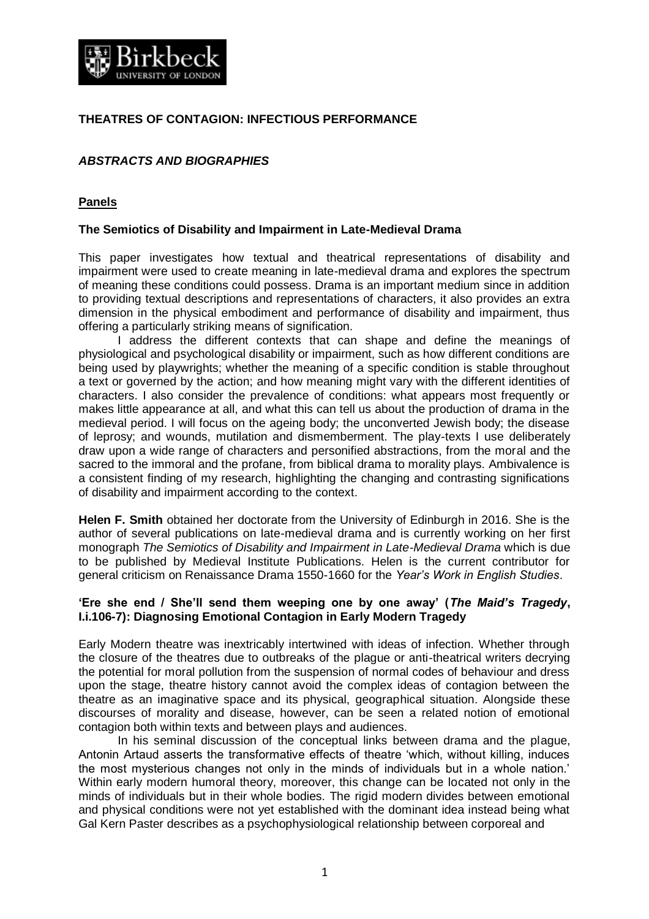# THEATRES OF CONTAGION: INFECTIOUS PERFORMANCE

## *ABSTRACTS AND BIOGRAPHIES*

## Panels

### The Semiotics of Disability and Impairment in Late-Medieval Drama

This paper investigates how textual and theatrical representations of disability and impairment were used to create meaning in late-medieval drama and explores the spectrum of meaning these conditions could possess. Drama is an important medium since in addition to providing textual descriptions and representations of characters, it also provides an extra dimension in the physical embodiment and performance of disability and impairment, thus offering a particularly striking means of signification.

I address the different contexts that can shape and define the meanings of physiological and psychological disability or impairment, such as how different conditions are being used by playwrights; whether the meaning of a specific condition is stable throughout a text or governed by the action; and how meaning might vary with the different identities of characters. I also consider the prevalence of conditions: what appears most frequently or makes little appearance at all, and what this can tell us about the production of drama in the medieval period. I will focus on the ageing body; the unconverted Jewish body; the disease of leprosy; and wounds, mutilation and dismemberment. The play-texts I use deliberately draw upon a wide range of characters and personified abstractions, from the moral and the sacred to the immoral and the profane, from biblical drama to morality plays. Ambivalence is a consistent finding of my research, highlighting the changing and contrasting significations of disability and impairment according to the context.

**Helen F. Smith** obtained her doctorate from the University of Edinburgh in 2016. She is the author of several publications on late-medieval drama and is currently working on her first monograph *The Semiotics of Disability and Impairment in Late-Medieval Drama* which is due to be published by Medieval Institute Publications. Helen is the current contributor for general criticism on Renaissance Drama 1550-1660 for the *Year's Work in English Studies*.

### 'Ere she end / She'll send them weeping one by one away' (*The Maid's Tragedy*, I.i.106-7): Diagnosing Emotional Contagion in Early Modern Tragedy

Early Modern theatre was inextricably intertwined with ideas of infection. Whether through the closure of the theatres due to outbreaks of the plague or anti-theatrical writers decrying the potential for moral pollution from the suspension of normal codes of behaviour and dress upon the stage, theatre history cannot avoid the complex ideas of contagion between the theatre as an imaginative space and its physical, geographical situation. Alongside these discourses of morality and disease, however, can be seen a related notion of emotional contagion both within texts and between plays and audiences.

In his seminal discussion of the conceptual links between drama and the plague, Antonin Artaud asserts the transformative effects of theatre 'which, without killing, induces the most mysterious changes not only in the minds of individuals but in a whole nation.' Within early modern humoral theory, moreover, this change can be located not only in the minds of individuals but in their whole bodies. The rigid modern divides between emotional and physical conditions were not yet established with the dominant idea instead being what Gal Kern Paster describes as a psychophysiological relationship between corporeal and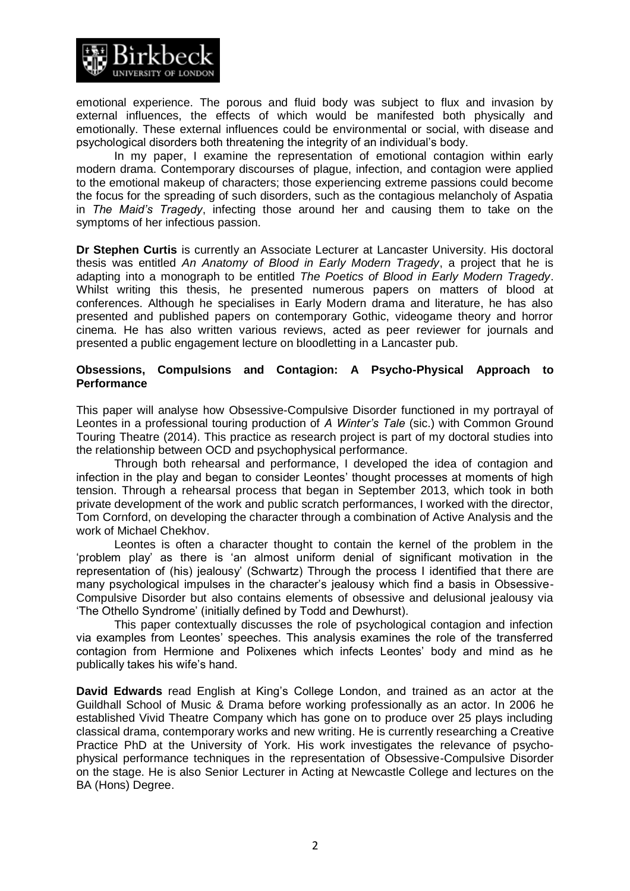emotional experience. The porous and fluid body was subject to flux and invasion by external influences, the effects of which would be manifested both physically and emotionally. These external influences could be environmental or social, with disease and psychological disorders both threatening the integrity of an individual's body.

In my paper, I examine the representation of emotional contagion within early modern drama. Contemporary discourses of plague, infection, and contagion were applied to the emotional makeup of characters; those experiencing extreme passions could become the focus for the spreading of such disorders, such as the contagious melancholy of Aspatia in *The Maid's Tragedy*, infecting those around her and causing them to take on the symptoms of her infectious passion.

**Dr Stephen Curtis** is currently an Associate Lecturer at Lancaster University. His doctoral thesis was entitled *An Anatomy of Blood in Early Modern Tragedy*, a project that he is adapting into a monograph to be entitled *The Poetics of Blood in Early Modern Tragedy*. Whilst writing this thesis, he presented numerous papers on matters of blood at conferences. Although he specialises in Early Modern drama and literature, he has also presented and published papers on contemporary Gothic, videogame theory and horror cinema. He has also written various reviews, acted as peer reviewer for journals and presented a public engagement lecture on bloodletting in a Lancaster pub.

**Obsessions, Compulsions and Contagion: A Psycho-Physical Approach to Performance**

This paper will analyse how Obsessive-Compulsive Disorder functioned in my portrayal of Leontes in a professional touring production of *A Winter's Tale* (sic.) with Common Ground Touring Theatre (2014). This practice as research project is part of my doctoral studies into the relationship between OCD and psychophysical performance.

Through both rehearsal and performance, I developed the idea of contagion and infection in the play and began to consider Leontes' thought processes at moments of high tension. Through a rehearsal process that began in September 2013, which took in both private development of the work and public scratch performances, I worked with the director, Tom Cornford, on developing the character through a combination of Active Analysis and the work of Michael Chekhov.

Leontes is often a character thought to contain the kernel of the problem in the 'problem play' as there is 'an almost uniform denial of significant motivation in the representation of (his) jealousy' (Schwartz) Through the process I identified that there are many psychological impulses in the character's jealousy which find a basis in Obsessive-Compulsive Disorder but also contains elements of obsessive and delusional jealousy via 'The Othello Syndrome' (initially defined by Todd and Dewhurst).

This paper contextually discusses the role of psychological contagion and infection via examples from Leontes' speeches. This analysis examines the role of the transferred contagion from Hermione and Polixenes which infects Leontes' body and mind as he publically takes his wife's hand.

**David Edwards** read English at King's College London, and trained as an actor at the Guildhall School of Music & Drama before working professionally as an actor. In 2006 he established Vivid Theatre Company which has gone on to produce over 25 plays including classical drama, contemporary works and new writing. He is currently researching a Creative Practice PhD at the University of York. His work investigates the relevance of psycho-physical performance techniques in the representation of Obsessive-Compulsive Disorder on the stage. He is also Senior Lecturer in Acting at Newcastle College and lectures on the BA (Hons) Degree.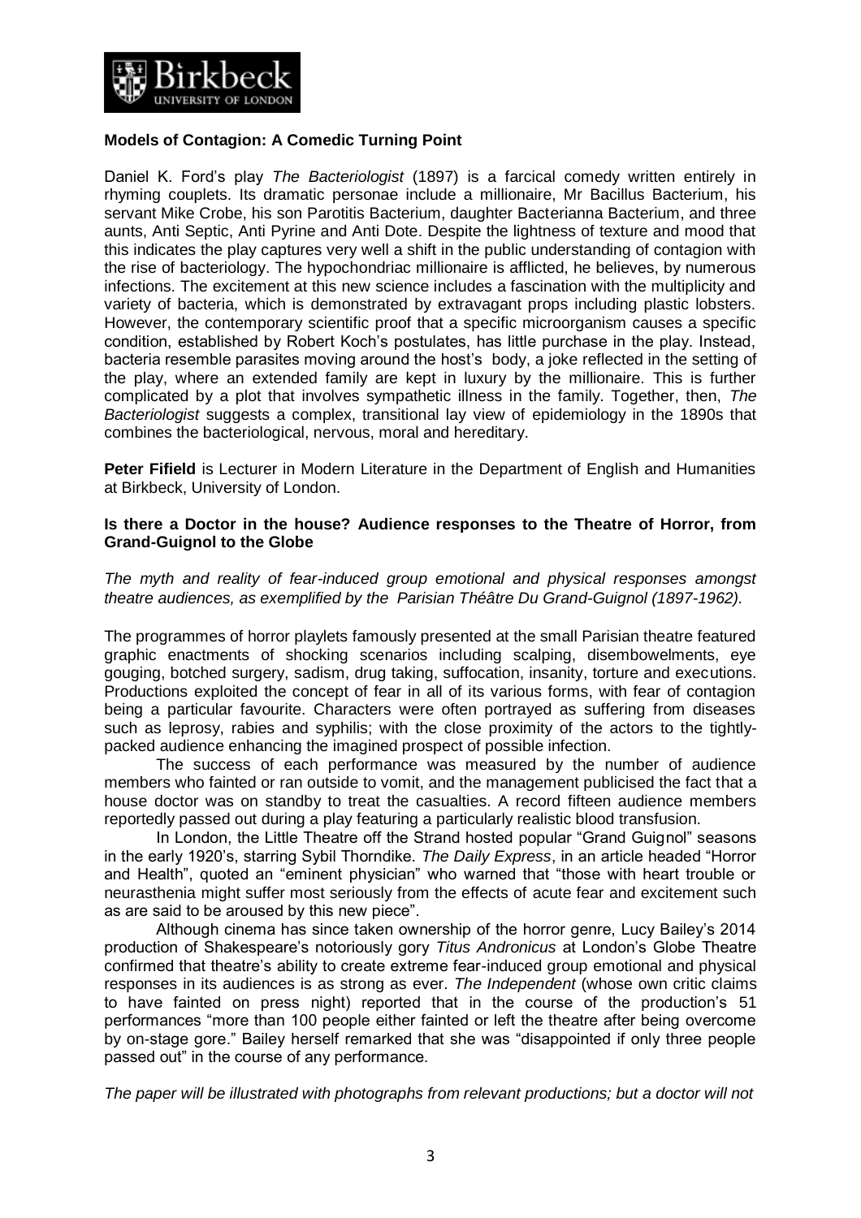**Models of Contagion: A Comedic Turning Point**

Daniel K. Ford's play *The Bacteriologist* (1897) is a farcical comedy written entirely in rhyming couplets. Its dramatic personae include a millionaire, Mr Bacillus Bacterium, his servant Mike Crobe, his son Parotitis Bacterium, daughter Bacterianna Bacterium, and three aunts, Anti Septic, Anti Pyrine and Anti Dote. Despite the lightness of texture and mood that this indicates the play captures very well a shift in the public understanding of contagion with the rise of bacteriology. The hypochondriac millionaire is afflicted, he believes, by numerous infections. The excitement at this new science includes a fascination with the multiplicity and variety of bacteria, which is demonstrated by extravagant props including plastic lobsters. However, the contemporary scientific proof that a specific microorganism causes a specific condition, established by Robert Koch's postulates, has little purchase in the play. Instead, bacteria resemble parasites moving around the host's body, a joke reflected in the setting of the play, where an extended family are kept in luxury by the millionaire. This is further complicated by a plot that involves sympathetic illness in the family. Together, then, *The Bacteriologist* suggests a complex, transitional lay view of epidemiology in the 1890s that combines the bacteriological, nervous, moral and hereditary.

**Peter Fifield** is Lecturer in Modern Literature in the Department of English and Humanities at Birkbeck, University of London.

**Is there a Doctor in the house? Audience responses to the Theatre of Horror, from Grand-Guignol to the Globe**

*The myth and reality of fear-induced group emotional and physical responses amongst theatre audiences, as exemplified by the Parisian Théâtre Du Grand-Guignol (1897-1962).*

The programmes of horror playlets famously presented at the small Parisian theatre featured graphic enactments of shocking scenarios including scalping, disembowelments, eye gouging, botched surgery, sadism, drug taking, suffocation, insanity, torture and executions. Productions exploited the concept of fear in all of its various forms, with fear of contagion being a particular favourite. Characters were often portrayed as suffering from diseases such as leprosy, rabies and syphilis; with the close proximity of the actors to the tightly-packed audience enhancing the imagined prospect of possible infection.

The success of each performance was measured by the number of audience members who fainted or ran outside to vomit, and the management publicised the fact that a house doctor was on standby to treat the casualties. A record fifteen audience members reportedly passed out during a play featuring a particularly realistic blood transfusion.

In London, the Little Theatre off the Strand hosted popular "Grand Guignol" seasons in the early 1920's, starring Sybil Thorndike. *The Daily Express*, in an article headed "Horror and Health", quoted an "eminent physician" who warned that "those with heart trouble or neurasthenia might suffer most seriously from the effects of acute fear and excitement such as are said to be aroused by this new piece".

Although cinema has since taken ownership of the horror genre, Lucy Bailey's 2014 production of Shakespeare's notoriously gory *Titus Andronicus* at London's Globe Theatre confirmed that theatre's ability to create extreme fear-induced group emotional and physical responses in its audiences is as strong as ever. *The Independent* (whose own critic claims to have fainted on press night) reported that in the course of the production's 51 performances "more than 100 people either fainted or left the theatre after being overcome by on-stage gore." Bailey herself remarked that she was "disappointed if only three people passed out" in the course of any performance.

*The paper will be illustrated with photographs from relevant productions; but a doctor will not*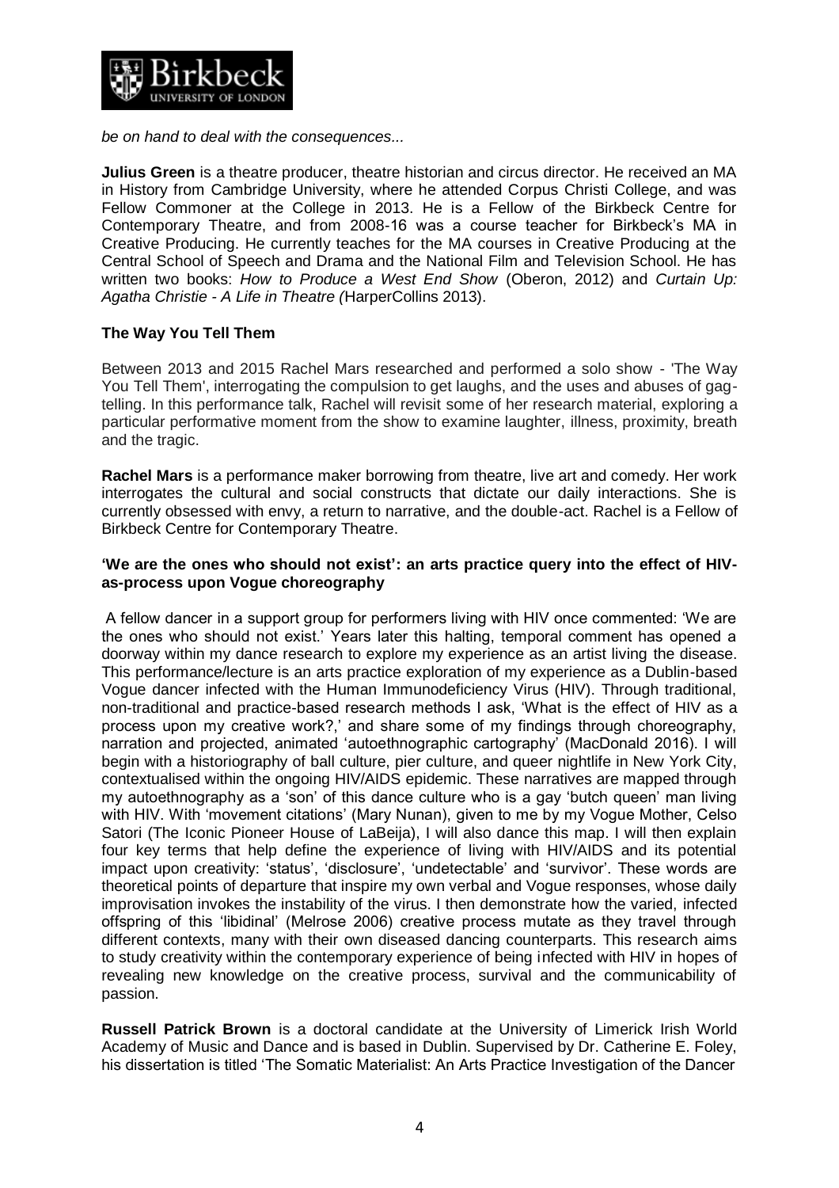*be on hand to deal with the consequences...*

**Julius Green** is a theatre producer, theatre historian and circus director. He received an MA in History from Cambridge University, where he attended Corpus Christi College, and was Fellow Commoner at the College in 2013. He is a Fellow of the Birkbeck Centre for Contemporary Theatre, and from 2008-16 was a course teacher for Birkbeck's MA in Creative Producing. He currently teaches for the MA courses in Creative Producing at the Central School of Speech and Drama and the National Film and Television School. He has written two books: *How to Produce a West End Show* (Oberon, 2012) and *Curtain Up: Agatha Christie - A Life in Theatre (*HarperCollins 2013).

**The Way You Tell Them**

Between 2013 and 2015 Rachel Mars researched and performed a solo show - 'The Way You Tell Them', interrogating the compulsion to get laughs, and the uses and abuses of gag-telling. In this performance talk, Rachel will revisit some of her research material, exploring a particular performative moment from the show to examine laughter, illness, proximity, breath and the tragic.

**Rachel Mars** is a performance maker borrowing from theatre, live art and comedy. Her work interrogates the cultural and social constructs that dictate our daily interactions. She is currently obsessed with envy, a return to narrative, and the double-act. Rachel is a Fellow of Birkbeck Centre for Contemporary Theatre.

**'We are the ones who should not exist': an arts practice query into the effect of HIV-as-process upon Vogue choreography**

A fellow dancer in a support group for performers living with HIV once commented: 'We are the ones who should not exist.' Years later this halting, temporal comment has opened a doorway within my dance research to explore my experience as an artist living the disease. This performance/lecture is an arts practice exploration of my experience as a Dublin-based Vogue dancer infected with the Human Immunodeficiency Virus (HIV). Through traditional, non-traditional and practice-based research methods I ask, 'What is the effect of HIV as a process upon my creative work?,' and share some of my findings through choreography, narration and projected, animated 'autoethnographic cartography' (MacDonald 2016). I will begin with a historiography of ball culture, pier culture, and queer nightlife in New York City, contextualised within the ongoing HIV/AIDS epidemic. These narratives are mapped through my autoethnography as a 'son' of this dance culture who is a gay 'butch queen' man living with HIV. With 'movement citations' (Mary Nunan), given to me by my Vogue Mother, Celso Satori (The Iconic Pioneer House of LaBeija), I will also dance this map. I will then explain four key terms that help define the experience of living with HIV/AIDS and its potential impact upon creativity: 'status', 'disclosure', 'undetectable' and 'survivor'. These words are theoretical points of departure that inspire my own verbal and Vogue responses, whose daily improvisation invokes the instability of the virus. I then demonstrate how the varied, infected offspring of this 'libidinal' (Melrose 2006) creative process mutate as they travel through different contexts, many with their own diseased dancing counterparts. This research aims to study creativity within the contemporary experience of being infected with HIV in hopes of revealing new knowledge on the creative process, survival and the communicability of passion.

**Russell Patrick Brown** is a doctoral candidate at the University of Limerick Irish World Academy of Music and Dance and is based in Dublin. Supervised by Dr. Catherine E. Foley, his dissertation is titled 'The Somatic Materialist: An Arts Practice Investigation of the Dancer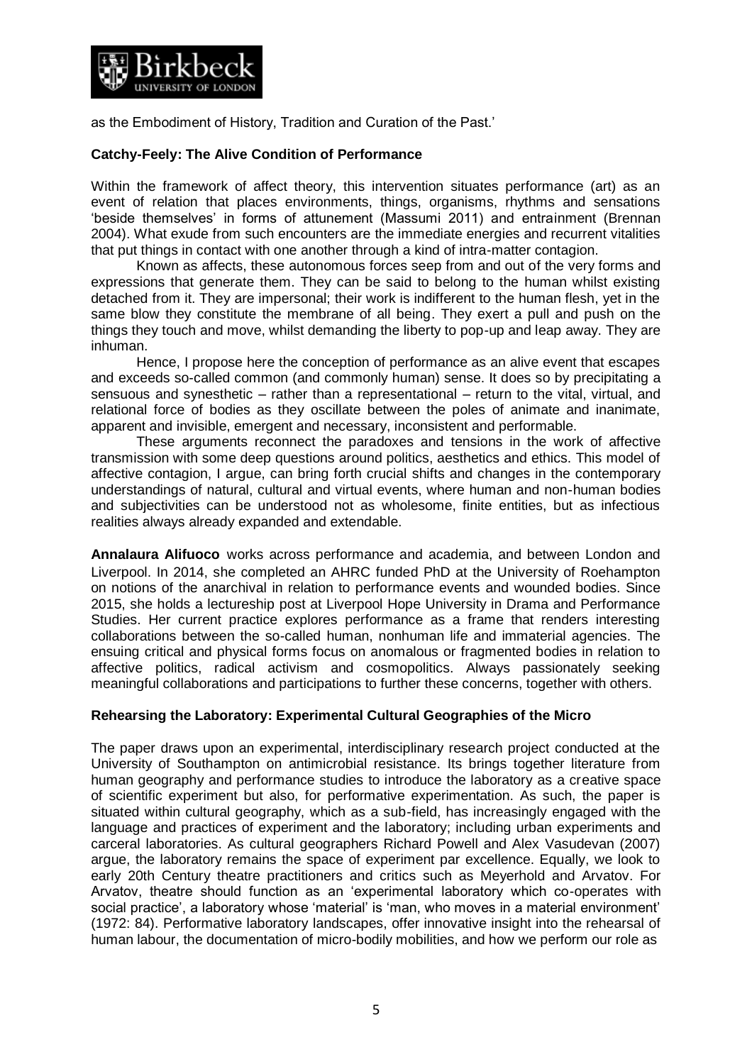as the Embodiment of History, Tradition and Curation of the Past.'

**Catchy-Feely: The Alive Condition of Performance**

Within the framework of affect theory, this intervention situates performance (art) as an event of relation that places environments, things, organisms, rhythms and sensations 'beside themselves' in forms of attunement (Massumi 2011) and entrainment (Brennan 2004). What exude from such encounters are the immediate energies and recurrent vitalities that put things in contact with one another through a kind of intra-matter contagion.

Known as affects, these autonomous forces seep from and out of the very forms and expressions that generate them. They can be said to belong to the human whilst existing detached from it. They are impersonal; their work is indifferent to the human flesh, yet in the same blow they constitute the membrane of all being. They exert a pull and push on the things they touch and move, whilst demanding the liberty to pop-up and leap away. They are inhuman.

Hence, I propose here the conception of performance as an alive event that escapes and exceeds so-called common (and commonly human) sense. It does so by precipitating a sensuous and synesthetic – rather than a representational – return to the vital, virtual, and relational force of bodies as they oscillate between the poles of animate and inanimate, apparent and invisible, emergent and necessary, inconsistent and performable.

These arguments reconnect the paradoxes and tensions in the work of affective transmission with some deep questions around politics, aesthetics and ethics. This model of affective contagion, I argue, can bring forth crucial shifts and changes in the contemporary understandings of natural, cultural and virtual events, where human and non-human bodies and subjectivities can be understood not as wholesome, finite entities, but as infectious realities always already expanded and extendable.

**Annalaura Alifuoco** works across performance and academia, and between London and Liverpool. In 2014, she completed an AHRC funded PhD at the University of Roehampton on notions of the anarchival in relation to performance events and wounded bodies. Since 2015, she holds a lectureship post at Liverpool Hope University in Drama and Performance Studies. Her current practice explores performance as a frame that renders interesting collaborations between the so-called human, nonhuman life and immaterial agencies. The ensuing critical and physical forms focus on anomalous or fragmented bodies in relation to affective politics, radical activism and cosmopolitics. Always passionately seeking meaningful collaborations and participations to further these concerns, together with others.

**Rehearsing the Laboratory: Experimental Cultural Geographies of the Micro**

The paper draws upon an experimental, interdisciplinary research project conducted at the University of Southampton on antimicrobial resistance. Its brings together literature from human geography and performance studies to introduce the laboratory as a creative space of scientific experiment but also, for performative experimentation. As such, the paper is situated within cultural geography, which as a sub-field, has increasingly engaged with the language and practices of experiment and the laboratory; including urban experiments and carceral laboratories. As cultural geographers Richard Powell and Alex Vasudevan (2007) argue, the laboratory remains the space of experiment par excellence. Equally, we look to early 20th Century theatre practitioners and critics such as Meyerhold and Arvatov. For Arvatov, theatre should function as an 'experimental laboratory which co-operates with social practice', a laboratory whose 'material' is 'man, who moves in a material environment' (1972: 84). Performative laboratory landscapes, offer innovative insight into the rehearsal of human labour, the documentation of micro-bodily mobilities, and how we perform our role as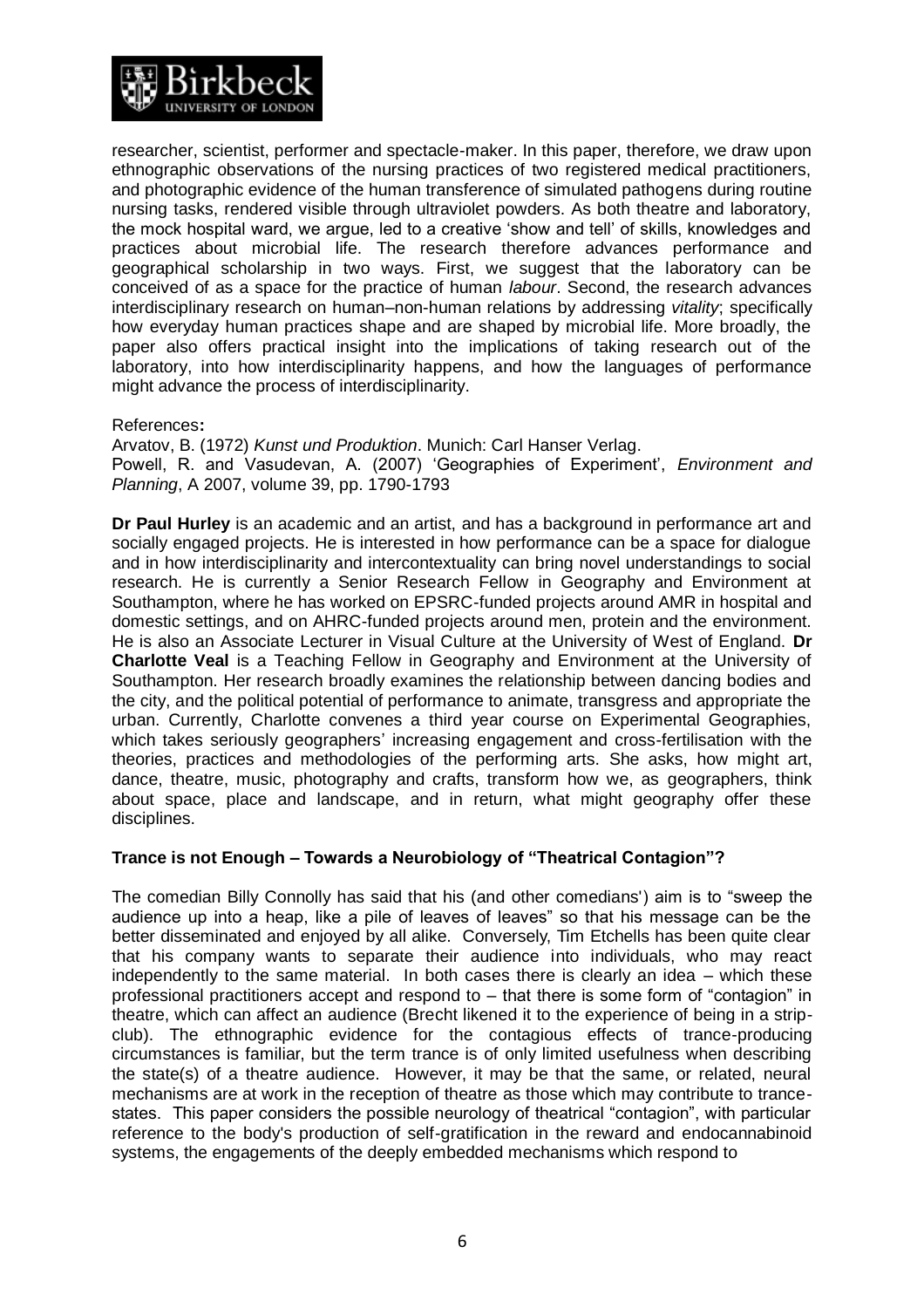researcher, scientist, performer and spectacle-maker. In this paper, therefore, we draw upon ethnographic observations of the nursing practices of two registered medical practitioners, and photographic evidence of the human transference of simulated pathogens during routine nursing tasks, rendered visible through ultraviolet powders. As both theatre and laboratory, the mock hospital ward, we argue, led to a creative 'show and tell' of skills, knowledges and practices about microbial life. The research therefore advances performance and geographical scholarship in two ways. First, we suggest that the laboratory can be conceived of as a space for the practice of human *labour*. Second, the research advances interdisciplinary research on human–non-human relations by addressing *vitality*; specifically how everyday human practices shape and are shaped by microbial life. More broadly, the paper also offers practical insight into the implications of taking research out of the laboratory, into how interdisciplinarity happens, and how the languages of performance might advance the process of interdisciplinarity.

References**:**

Arvatov, B. (1972) *Kunst und Produktion*. Munich: Carl Hanser Verlag.

Powell, R. and Vasudevan, A. (2007) 'Geographies of Experiment', *Environment and Planning*, A 2007, volume 39, pp. 1790-1793

**Dr Paul Hurley** is an academic and an artist, and has a background in performance art and socially engaged projects. He is interested in how performance can be a space for dialogue and in how interdisciplinarity and intercontextuality can bring novel understandings to social research. He is currently a Senior Research Fellow in Geography and Environment at Southampton, where he has worked on EPSRC-funded projects around AMR in hospital and domestic settings, and on AHRC-funded projects around men, protein and the environment. He is also an Associate Lecturer in Visual Culture at the University of West of England. **Dr Charlotte Veal** is a Teaching Fellow in Geography and Environment at the University of Southampton. Her research broadly examines the relationship between dancing bodies and the city, and the political potential of performance to animate, transgress and appropriate the urban. Currently, Charlotte convenes a third year course on Experimental Geographies, which takes seriously geographers' increasing engagement and cross-fertilisation with the theories, practices and methodologies of the performing arts. She asks, how might art, dance, theatre, music, photography and crafts, transform how we, as geographers, think about space, place and landscape, and in return, what might geography offer these disciplines.

**Trance is not Enough – Towards a Neurobiology of "Theatrical Contagion"?**

The comedian Billy Connolly has said that his (and other comedians') aim is to "sweep the audience up into a heap, like a pile of leaves of leaves" so that his message can be the better disseminated and enjoyed by all alike. Conversely, Tim Etchells has been quite clear that his company wants to separate their audience into individuals, who may react independently to the same material. In both cases there is clearly an idea – which these professional practitioners accept and respond to – that there is some form of "contagion" in theatre, which can affect an audience (Brecht likened it to the experience of being in a strip-club). The ethnographic evidence for the contagious effects of trance-producing circumstances is familiar, but the term trance is of only limited usefulness when describing the state(s) of a theatre audience. However, it may be that the same, or related, neural mechanisms are at work in the reception of theatre as those which may contribute to trance-states. This paper considers the possible neurology of theatrical "contagion", with particular reference to the body's production of self-gratification in the reward and endocannabinoid systems, the engagements of the deeply embedded mechanisms which respond to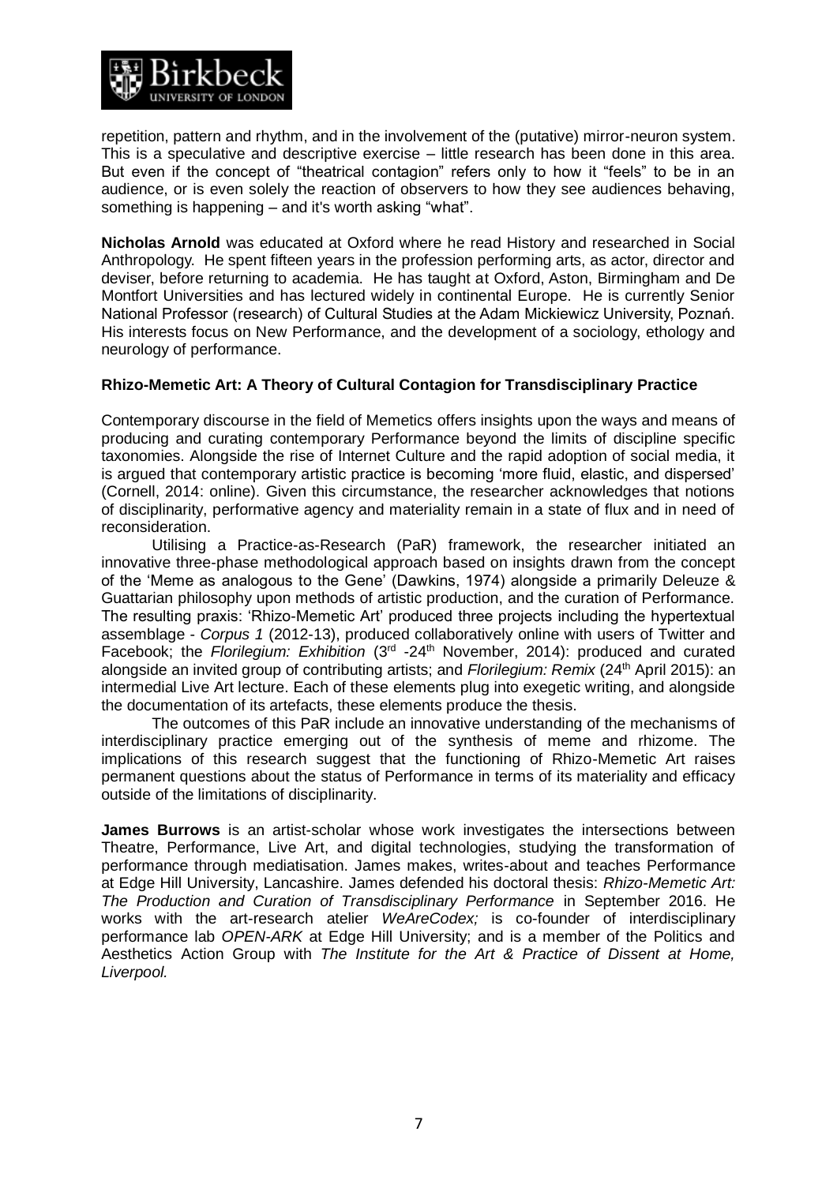repetition, pattern and rhythm, and in the involvement of the (putative) mirror-neuron system. This is a speculative and descriptive exercise – little research has been done in this area. But even if the concept of "theatrical contagion" refers only to how it "feels" to be in an audience, or is even solely the reaction of observers to how they see audiences behaving, something is happening – and it's worth asking "what".

**Nicholas Arnold** was educated at Oxford where he read History and researched in Social Anthropology. He spent fifteen years in the profession performing arts, as actor, director and deviser, before returning to academia. He has taught at Oxford, Aston, Birmingham and De Montfort Universities and has lectured widely in continental Europe. He is currently Senior National Professor (research) of Cultural Studies at the Adam Mickiewicz University, Poznań. His interests focus on New Performance, and the development of a sociology, ethology and neurology of performance.

**Rhizo-Memetic Art: A Theory of Cultural Contagion for Transdisciplinary Practice**

Contemporary discourse in the field of Memetics offers insights upon the ways and means of producing and curating contemporary Performance beyond the limits of discipline specific taxonomies. Alongside the rise of Internet Culture and the rapid adoption of social media, it is argued that contemporary artistic practice is becoming 'more fluid, elastic, and dispersed' (Cornell, 2014: online). Given this circumstance, the researcher acknowledges that notions of disciplinarity, performative agency and materiality remain in a state of flux and in need of reconsideration.

Utilising a Practice-as-Research (PaR) framework, the researcher initiated an innovative three-phase methodological approach based on insights drawn from the concept of the 'Meme as analogous to the Gene' (Dawkins, 1974) alongside a primarily Deleuze & Guattarian philosophy upon methods of artistic production, and the curation of Performance. The resulting praxis: 'Rhizo-Memetic Art' produced three projects including the hypertextual assemblage - *Corpus 1* (2012-13), produced collaboratively online with users of Twitter and Facebook; the *Florilegium: Exhibition* (3rd -24th November, 2014): produced and curated alongside an invited group of contributing artists; and *Florilegium: Remix* (24th April 2015): an intermedial Live Art lecture. Each of these elements plug into exegetic writing, and alongside the documentation of its artefacts, these elements produce the thesis.

The outcomes of this PaR include an innovative understanding of the mechanisms of interdisciplinary practice emerging out of the synthesis of meme and rhizome. The implications of this research suggest that the functioning of Rhizo-Memetic Art raises permanent questions about the status of Performance in terms of its materiality and efficacy outside of the limitations of disciplinarity.

**James Burrows** is an artist-scholar whose work investigates the intersections between Theatre, Performance, Live Art, and digital technologies, studying the transformation of performance through mediatisation. James makes, writes-about and teaches Performance at Edge Hill University, Lancashire. James defended his doctoral thesis: *Rhizo-Memetic Art: The Production and Curation of Transdisciplinary Performance* in September 2016. He works with the art-research atelier *WeAreCodex;* is co-founder of interdisciplinary performance lab *OPEN-ARK* at Edge Hill University; and is a member of the Politics and Aesthetics Action Group with *The Institute for the Art & Practice of Dissent at Home, Liverpool.*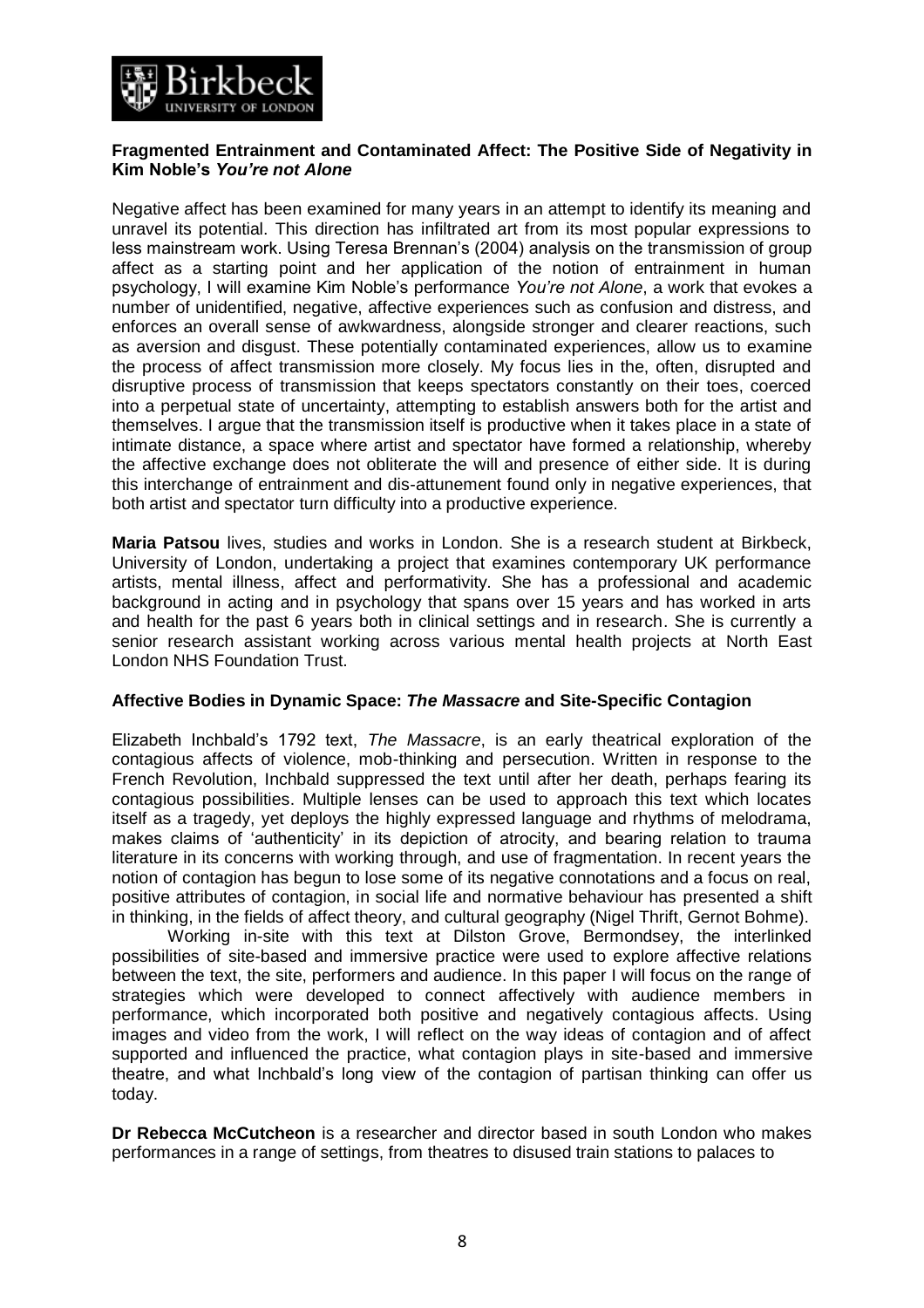**Fragmented Entrainment and Contaminated Affect: The Positive Side of Negativity in Kim Noble's *You're not Alone***

Negative affect has been examined for many years in an attempt to identify its meaning and unravel its potential. This direction has infiltrated art from its most popular expressions to less mainstream work. Using Teresa Brennan's (2004) analysis on the transmission of group affect as a starting point and her application of the notion of entrainment in human psychology, I will examine Kim Noble's performance *You're not Alone*, a work that evokes a number of unidentified, negative, affective experiences such as confusion and distress, and enforces an overall sense of awkwardness, alongside stronger and clearer reactions, such as aversion and disgust. These potentially contaminated experiences, allow us to examine the process of affect transmission more closely. My focus lies in the, often, disrupted and disruptive process of transmission that keeps spectators constantly on their toes, coerced into a perpetual state of uncertainty, attempting to establish answers both for the artist and themselves. I argue that the transmission itself is productive when it takes place in a state of intimate distance, a space where artist and spectator have formed a relationship, whereby the affective exchange does not obliterate the will and presence of either side. It is during this interchange of entrainment and dis-attunement found only in negative experiences, that both artist and spectator turn difficulty into a productive experience.

**Maria Patsou** lives, studies and works in London. She is a research student at Birkbeck, University of London, undertaking a project that examines contemporary UK performance artists, mental illness, affect and performativity. She has a professional and academic background in acting and in psychology that spans over 15 years and has worked in arts and health for the past 6 years both in clinical settings and in research. She is currently a senior research assistant working across various mental health projects at North East London NHS Foundation Trust.

**Affective Bodies in Dynamic Space: *The Massacre* and Site-Specific Contagion**

Elizabeth Inchbald's 1792 text, *The Massacre*, is an early theatrical exploration of the contagious affects of violence, mob-thinking and persecution. Written in response to the French Revolution, Inchbald suppressed the text until after her death, perhaps fearing its contagious possibilities. Multiple lenses can be used to approach this text which locates itself as a tragedy, yet deploys the highly expressed language and rhythms of melodrama, makes claims of 'authenticity' in its depiction of atrocity, and bearing relation to trauma literature in its concerns with working through, and use of fragmentation. In recent years the notion of contagion has begun to lose some of its negative connotations and a focus on real, positive attributes of contagion, in social life and normative behaviour has presented a shift in thinking, in the fields of affect theory, and cultural geography (Nigel Thrift, Gernot Bohme).

Working in-site with this text at Dilston Grove, Bermondsey, the interlinked possibilities of site-based and immersive practice were used to explore affective relations between the text, the site, performers and audience. In this paper I will focus on the range of strategies which were developed to connect affectively with audience members in performance, which incorporated both positive and negatively contagious affects. Using images and video from the work, I will reflect on the way ideas of contagion and of affect supported and influenced the practice, what contagion plays in site-based and immersive theatre, and what Inchbald's long view of the contagion of partisan thinking can offer us today.

**Dr Rebecca McCutcheon** is a researcher and director based in south London who makes performances in a range of settings, from theatres to disused train stations to palaces to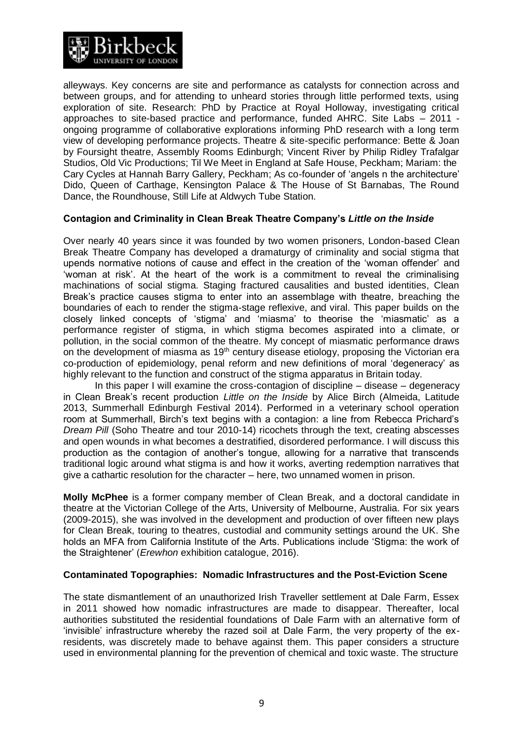alleyways. Key concerns are site and performance as catalysts for connection across and between groups, and for attending to unheard stories through little performed texts, using exploration of site. Research: PhD by Practice at Royal Holloway, investigating critical approaches to site-based practice and performance, funded AHRC. Site Labs – 2011 - ongoing programme of collaborative explorations informing PhD research with a long term view of developing performance projects. Theatre & site-specific performance: Bette & Joan by Foursight theatre, Assembly Rooms Edinburgh; Vincent River by Philip Ridley Trafalgar Studios, Old Vic Productions; Til We Meet in England at Safe House, Peckham; Mariam: the Cary Cycles at Hannah Barry Gallery, Peckham; As co-founder of 'angels n the architecture' Dido, Queen of Carthage, Kensington Palace & The House of St Barnabas, The Round Dance, the Roundhouse, Still Life at Aldwych Tube Station.

**Contagion and Criminality in Clean Break Theatre Company's *Little on the Inside***

Over nearly 40 years since it was founded by two women prisoners, London-based Clean Break Theatre Company has developed a dramaturgy of criminality and social stigma that upends normative notions of cause and effect in the creation of the 'woman offender' and 'woman at risk'. At the heart of the work is a commitment to reveal the criminalising machinations of social stigma. Staging fractured causalities and busted identities, Clean Break's practice causes stigma to enter into an assemblage with theatre, breaching the boundaries of each to render the stigma-stage reflexive, and viral. This paper builds on the closely linked concepts of 'stigma' and 'miasma' to theorise the 'miasmatic' as a performance register of stigma, in which stigma becomes aspirated into a climate, or pollution, in the social common of the theatre. My concept of miasmatic performance draws on the development of miasma as 19th century disease etiology, proposing the Victorian era co-production of epidemiology, penal reform and new definitions of moral 'degeneracy' as highly relevant to the function and construct of the stigma apparatus in Britain today.

In this paper I will examine the cross-contagion of discipline – disease – degeneracy in Clean Break's recent production *Little on the Inside* by Alice Birch (Almeida, Latitude 2013, Summerhall Edinburgh Festival 2014). Performed in a veterinary school operation room at Summerhall, Birch's text begins with a contagion: a line from Rebecca Prichard's *Dream Pill* (Soho Theatre and tour 2010-14) ricochets through the text, creating abscesses and open wounds in what becomes a destratified, disordered performance. I will discuss this production as the contagion of another's tongue, allowing for a narrative that transcends traditional logic around what stigma is and how it works, averting redemption narratives that give a cathartic resolution for the character – here, two unnamed women in prison.

**Molly McPhee** is a former company member of Clean Break, and a doctoral candidate in theatre at the Victorian College of the Arts, University of Melbourne, Australia. For six years (2009-2015), she was involved in the development and production of over fifteen new plays for Clean Break, touring to theatres, custodial and community settings around the UK. She holds an MFA from California Institute of the Arts. Publications include 'Stigma: the work of the Straightener' (*Erewhon* exhibition catalogue, 2016).

**Contaminated Topographies: Nomadic Infrastructures and the Post-Eviction Scene**

The state dismantlement of an unauthorized Irish Traveller settlement at Dale Farm, Essex in 2011 showed how nomadic infrastructures are made to disappear. Thereafter, local authorities substituted the residential foundations of Dale Farm with an alternative form of 'invisible' infrastructure whereby the razed soil at Dale Farm, the very property of the ex-residents, was discretely made to behave against them. This paper considers a structure used in environmental planning for the prevention of chemical and toxic waste. The structure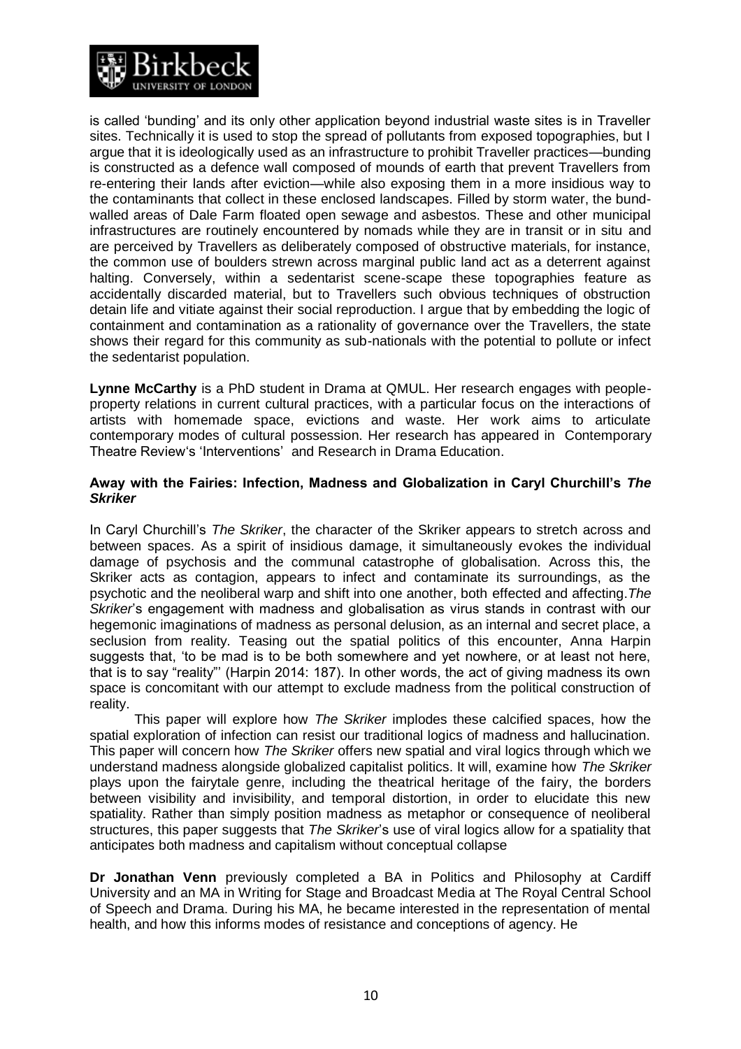is called 'bunding' and its only other application beyond industrial waste sites is in Traveller sites. Technically it is used to stop the spread of pollutants from exposed topographies, but I argue that it is ideologically used as an infrastructure to prohibit Traveller practices—bunding is constructed as a defence wall composed of mounds of earth that prevent Travellers from re-entering their lands after eviction—while also exposing them in a more insidious way to the contaminants that collect in these enclosed landscapes. Filled by storm water, the bund-walled areas of Dale Farm floated open sewage and asbestos. These and other municipal infrastructures are routinely encountered by nomads while they are in transit or in situ and are perceived by Travellers as deliberately composed of obstructive materials, for instance, the common use of boulders strewn across marginal public land act as a deterrent against halting. Conversely, within a sedentarist scene-scape these topographies feature as accidentally discarded material, but to Travellers such obvious techniques of obstruction detain life and vitiate against their social reproduction. I argue that by embedding the logic of containment and contamination as a rationality of governance over the Travellers, the state shows their regard for this community as sub-nationals with the potential to pollute or infect the sedentarist population.

**Lynne McCarthy** is a PhD student in Drama at QMUL. Her research engages with people-property relations in current cultural practices, with a particular focus on the interactions of artists with homemade space, evictions and waste. Her work aims to articulate contemporary modes of cultural possession. Her research has appeared in Contemporary Theatre Review's 'Interventions' and Research in Drama Education.

**Away with the Fairies: Infection, Madness and Globalization in Caryl Churchill's *The Skriker***

In Caryl Churchill's *The Skriker*, the character of the Skriker appears to stretch across and between spaces. As a spirit of insidious damage, it simultaneously evokes the individual damage of psychosis and the communal catastrophe of globalisation. Across this, the Skriker acts as contagion, appears to infect and contaminate its surroundings, as the psychotic and the neoliberal warp and shift into one another, both effected and affecting. *The Skriker*'s engagement with madness and globalisation as virus stands in contrast with our hegemonic imaginations of madness as personal delusion, as an internal and secret place, a seclusion from reality. Teasing out the spatial politics of this encounter, Anna Harpin suggests that, 'to be mad is to be both somewhere and yet nowhere, or at least not here, that is to say "reality"' (Harpin 2014: 187). In other words, the act of giving madness its own space is concomitant with our attempt to exclude madness from the political construction of reality.

This paper will explore how *The Skriker* implodes these calcified spaces, how the spatial exploration of infection can resist our traditional logics of madness and hallucination. This paper will concern how *The Skriker* offers new spatial and viral logics through which we understand madness alongside globalized capitalist politics. It will, examine how *The Skriker* plays upon the fairytale genre, including the theatrical heritage of the fairy, the borders between visibility and invisibility, and temporal distortion, in order to elucidate this new spatiality. Rather than simply position madness as metaphor or consequence of neoliberal structures, this paper suggests that *The Skriker*'s use of viral logics allow for a spatiality that anticipates both madness and capitalism without conceptual collapse

**Dr Jonathan Venn** previously completed a BA in Politics and Philosophy at Cardiff University and an MA in Writing for Stage and Broadcast Media at The Royal Central School of Speech and Drama. During his MA, he became interested in the representation of mental health, and how this informs modes of resistance and conceptions of agency. He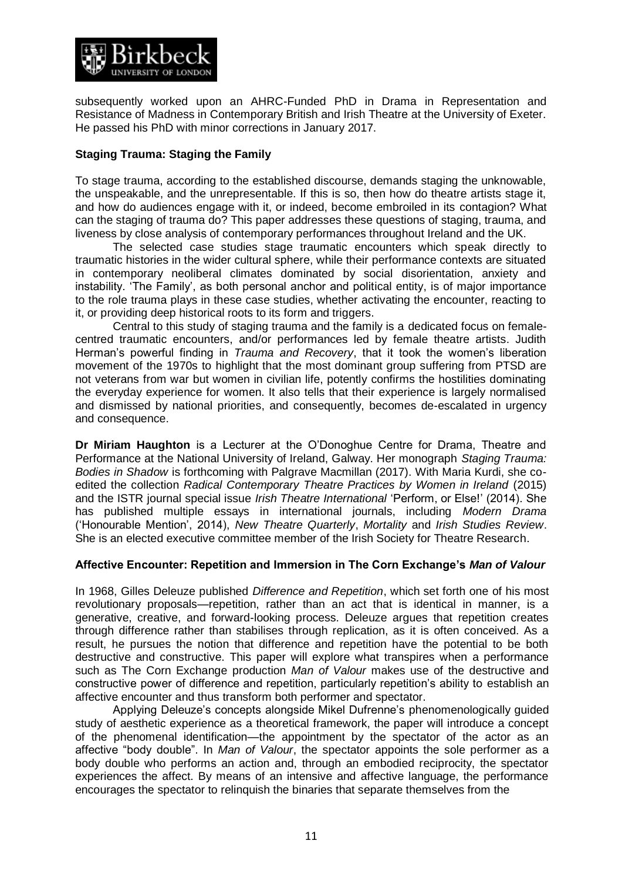subsequently worked upon an AHRC-Funded PhD in Drama in Representation and Resistance of Madness in Contemporary British and Irish Theatre at the University of Exeter. He passed his PhD with minor corrections in January 2017.

### Staging Trauma: Staging the Family

To stage trauma, according to the established discourse, demands staging the unknowable, the unspeakable, and the unrepresentable. If this is so, then how do theatre artists stage it, and how do audiences engage with it, or indeed, become embroiled in its contagion? What can the staging of trauma do? This paper addresses these questions of staging, trauma, and liveness by close analysis of contemporary performances throughout Ireland and the UK.

The selected case studies stage traumatic encounters which speak directly to traumatic histories in the wider cultural sphere, while their performance contexts are situated in contemporary neoliberal climates dominated by social disorientation, anxiety and instability. 'The Family', as both personal anchor and political entity, is of major importance to the role trauma plays in these case studies, whether activating the encounter, reacting to it, or providing deep historical roots to its form and triggers.

Central to this study of staging trauma and the family is a dedicated focus on female-centred traumatic encounters, and/or performances led by female theatre artists. Judith Herman's powerful finding in *Trauma and Recovery*, that it took the women's liberation movement of the 1970s to highlight that the most dominant group suffering from PTSD are not veterans from war but women in civilian life, potently confirms the hostilities dominating the everyday experience for women. It also tells that their experience is largely normalised and dismissed by national priorities, and consequently, becomes de-escalated in urgency and consequence.

**Dr Miriam Haughton** is a Lecturer at the O'Donoghue Centre for Drama, Theatre and Performance at the National University of Ireland, Galway. Her monograph *Staging Trauma: Bodies in Shadow* is forthcoming with Palgrave Macmillan (2017). With Maria Kurdi, she co-edited the collection *Radical Contemporary Theatre Practices by Women in Ireland* (2015) and the ISTR journal special issue *Irish Theatre International* 'Perform, or Else!' (2014). She has published multiple essays in international journals, including *Modern Drama* ('Honourable Mention', 2014), *New Theatre Quarterly*, *Mortality* and *Irish Studies Review*. She is an elected executive committee member of the Irish Society for Theatre Research.

### Affective Encounter: Repetition and Immersion in The Corn Exchange's *Man of Valour*

In 1968, Gilles Deleuze published *Difference and Repetition*, which set forth one of his most revolutionary proposals—repetition, rather than an act that is identical in manner, is a generative, creative, and forward-looking process. Deleuze argues that repetition creates through difference rather than stabilises through replication, as it is often conceived. As a result, he pursues the notion that difference and repetition have the potential to be both destructive and constructive. This paper will explore what transpires when a performance such as The Corn Exchange production *Man of Valour* makes use of the destructive and constructive power of difference and repetition, particularly repetition's ability to establish an affective encounter and thus transform both performer and spectator.

Applying Deleuze's concepts alongside Mikel Dufrenne's phenomenologically guided study of aesthetic experience as a theoretical framework, the paper will introduce a concept of the phenomenal identification—the appointment by the spectator of the actor as an affective "body double". In *Man of Valour*, the spectator appoints the sole performer as a body double who performs an action and, through an embodied reciprocity, the spectator experiences the affect. By means of an intensive and affective language, the performance encourages the spectator to relinquish the binaries that separate themselves from the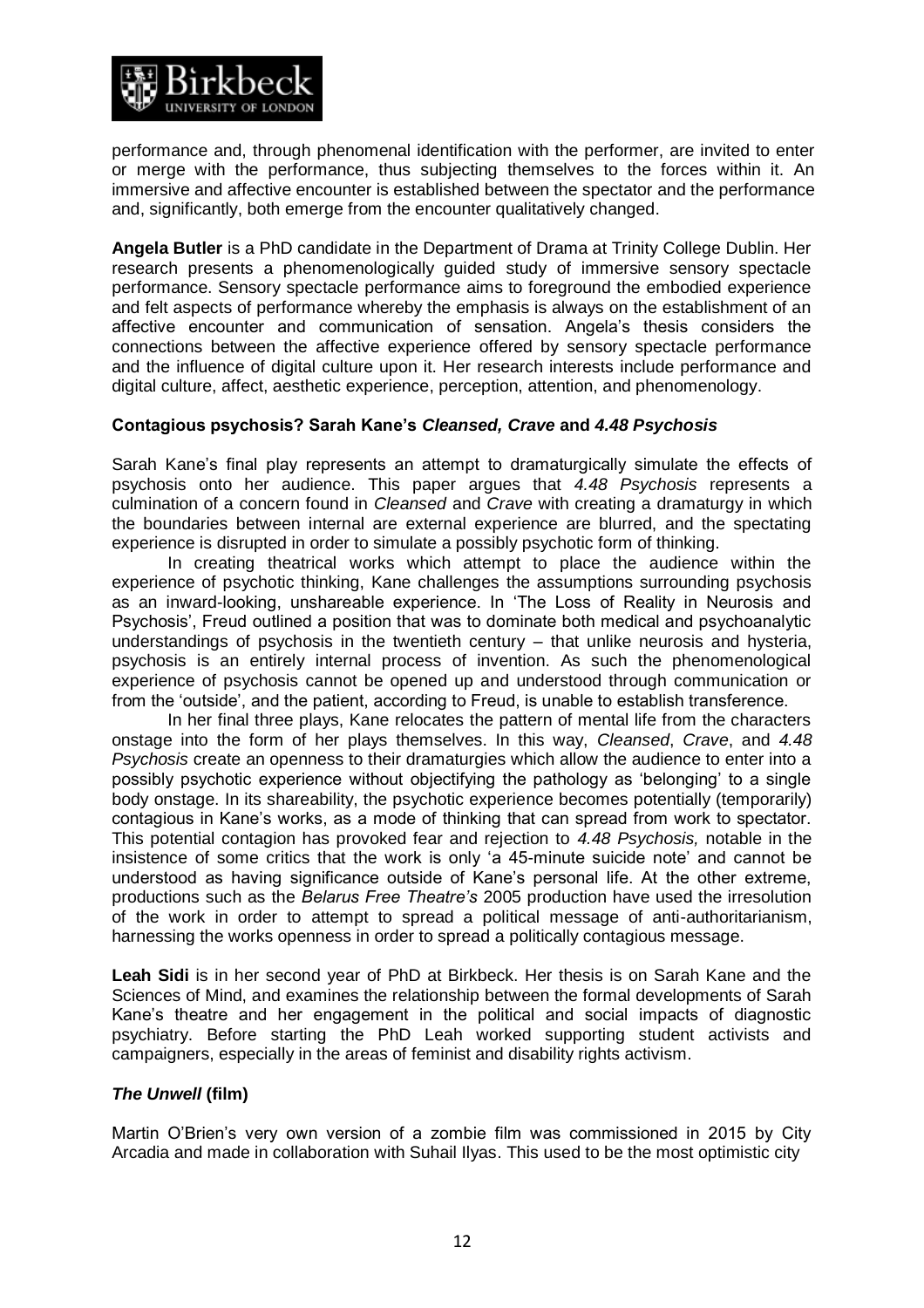performance and, through phenomenal identification with the performer, are invited to enter or merge with the performance, thus subjecting themselves to the forces within it. An immersive and affective encounter is established between the spectator and the performance and, significantly, both emerge from the encounter qualitatively changed.

**Angela Butler** is a PhD candidate in the Department of Drama at Trinity College Dublin. Her research presents a phenomenologically guided study of immersive sensory spectacle performance. Sensory spectacle performance aims to foreground the embodied experience and felt aspects of performance whereby the emphasis is always on the establishment of an affective encounter and communication of sensation. Angela's thesis considers the connections between the affective experience offered by sensory spectacle performance and the influence of digital culture upon it. Her research interests include performance and digital culture, affect, aesthetic experience, perception, attention, and phenomenology.

### Contagious psychosis? Sarah Kane's *Cleansed, Crave* and *4.48 Psychosis*

Sarah Kane's final play represents an attempt to dramaturgically simulate the effects of psychosis onto her audience. This paper argues that *4.48 Psychosis* represents a culmination of a concern found in *Cleansed* and *Crave* with creating a dramaturgy in which the boundaries between internal are external experience are blurred, and the spectating experience is disrupted in order to simulate a possibly psychotic form of thinking.

In creating theatrical works which attempt to place the audience within the experience of psychotic thinking, Kane challenges the assumptions surrounding psychosis as an inward-looking, unshareable experience. In 'The Loss of Reality in Neurosis and Psychosis', Freud outlined a position that was to dominate both medical and psychoanalytic understandings of psychosis in the twentieth century – that unlike neurosis and hysteria, psychosis is an entirely internal process of invention. As such the phenomenological experience of psychosis cannot be opened up and understood through communication or from the 'outside', and the patient, according to Freud, is unable to establish transference.

In her final three plays, Kane relocates the pattern of mental life from the characters onstage into the form of her plays themselves. In this way, *Cleansed*, *Crave*, and *4.48 Psychosis* create an openness to their dramaturgies which allow the audience to enter into a possibly psychotic experience without objectifying the pathology as 'belonging' to a single body onstage. In its shareability, the psychotic experience becomes potentially (temporarily) contagious in Kane's works, as a mode of thinking that can spread from work to spectator. This potential contagion has provoked fear and rejection to *4.48 Psychosis,* notable in the insistence of some critics that the work is only 'a 45-minute suicide note' and cannot be understood as having significance outside of Kane's personal life. At the other extreme, productions such as the *Belarus Free Theatre's* 2005 production have used the irresolution of the work in order to attempt to spread a political message of anti-authoritarianism, harnessing the works openness in order to spread a politically contagious message.

**Leah Sidi** is in her second year of PhD at Birkbeck. Her thesis is on Sarah Kane and the Sciences of Mind, and examines the relationship between the formal developments of Sarah Kane's theatre and her engagement in the political and social impacts of diagnostic psychiatry. Before starting the PhD Leah worked supporting student activists and campaigners, especially in the areas of feminist and disability rights activism.

### *The Unwell* (film)

Martin O'Brien's very own version of a zombie film was commissioned in 2015 by City Arcadia and made in collaboration with Suhail Ilyas. This used to be the most optimistic city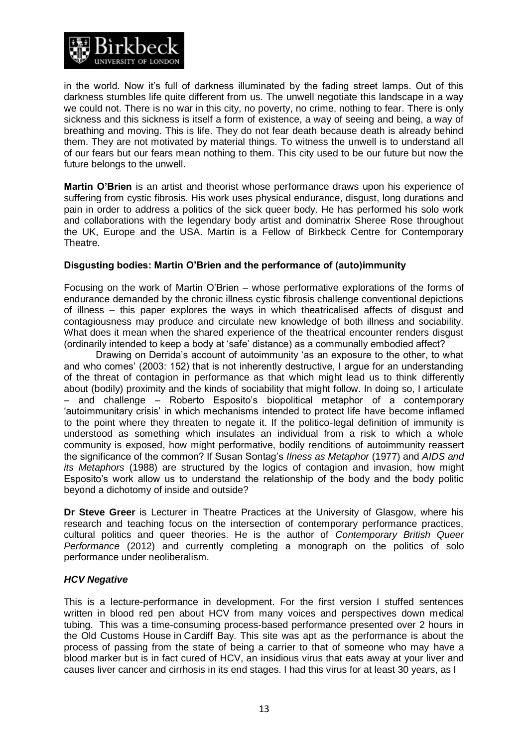in the world. Now it's full of darkness illuminated by the fading street lamps. Out of this darkness stumbles life quite different from us. The unwell negotiate this landscape in a way we could not. There is no war in this city, no poverty, no crime, nothing to fear. There is only sickness and this sickness is itself a form of existence, a way of seeing and being, a way of breathing and moving. This is life. They do not fear death because death is already behind them. They are not motivated by material things. To witness the unwell is to understand all of our fears but our fears mean nothing to them. This city used to be our future but now the future belongs to the unwell.

**Martin O'Brien** is an artist and theorist whose performance draws upon his experience of suffering from cystic fibrosis. His work uses physical endurance, disgust, long durations and pain in order to address a politics of the sick queer body. He has performed his solo work and collaborations with the legendary body artist and dominatrix Sheree Rose throughout the UK, Europe and the USA. Martin is a Fellow of Birkbeck Centre for Contemporary Theatre.

**Disgusting bodies: Martin O'Brien and the performance of (auto)immunity**

Focusing on the work of Martin O'Brien – whose performative explorations of the forms of endurance demanded by the chronic illness cystic fibrosis challenge conventional depictions of illness – this paper explores the ways in which theatricalised affects of disgust and contagiousness may produce and circulate new knowledge of both illness and sociability. What does it mean when the shared experience of the theatrical encounter renders disgust (ordinarily intended to keep a body at 'safe' distance) as a communally embodied affect?

Drawing on Derrida's account of autoimmunity 'as an exposure to the other, to what and who comes' (2003: 152) that is not inherently destructive, I argue for an understanding of the threat of contagion in performance as that which might lead us to think differently about (bodily) proximity and the kinds of sociability that might follow. In doing so, I articulate – and challenge – Roberto Esposito's biopolitical metaphor of a contemporary 'autoimmunitary crisis' in which mechanisms intended to protect life have become inflamed to the point where they threaten to negate it. If the politico-legal definition of immunity is understood as something which insulates an individual from a risk to which a whole community is exposed, how might performative, bodily renditions of autoimmunity reassert the significance of the common? If Susan Sontag's *Ilness as Metaphor* (1977) and *AIDS and its Metaphors* (1988) are structured by the logics of contagion and invasion, how might Esposito's work allow us to understand the relationship of the body and the body politic beyond a dichotomy of inside and outside?

**Dr Steve Greer** is Lecturer in Theatre Practices at the University of Glasgow, where his research and teaching focus on the intersection of contemporary performance practices, cultural politics and queer theories. He is the author of *Contemporary British Queer Performance* (2012) and currently completing a monograph on the politics of solo performance under neoliberalism.

***HCV Negative***

This is a lecture-performance in development. For the first version I stuffed sentences written in blood red pen about HCV from many voices and perspectives down medical tubing. This was a time-consuming process-based performance presented over 2 hours in the Old Customs House in Cardiff Bay. This site was apt as the performance is about the process of passing from the state of being a carrier to that of someone who may have a blood marker but is in fact cured of HCV, an insidious virus that eats away at your liver and causes liver cancer and cirrhosis in its end stages. I had this virus for at least 30 years, as I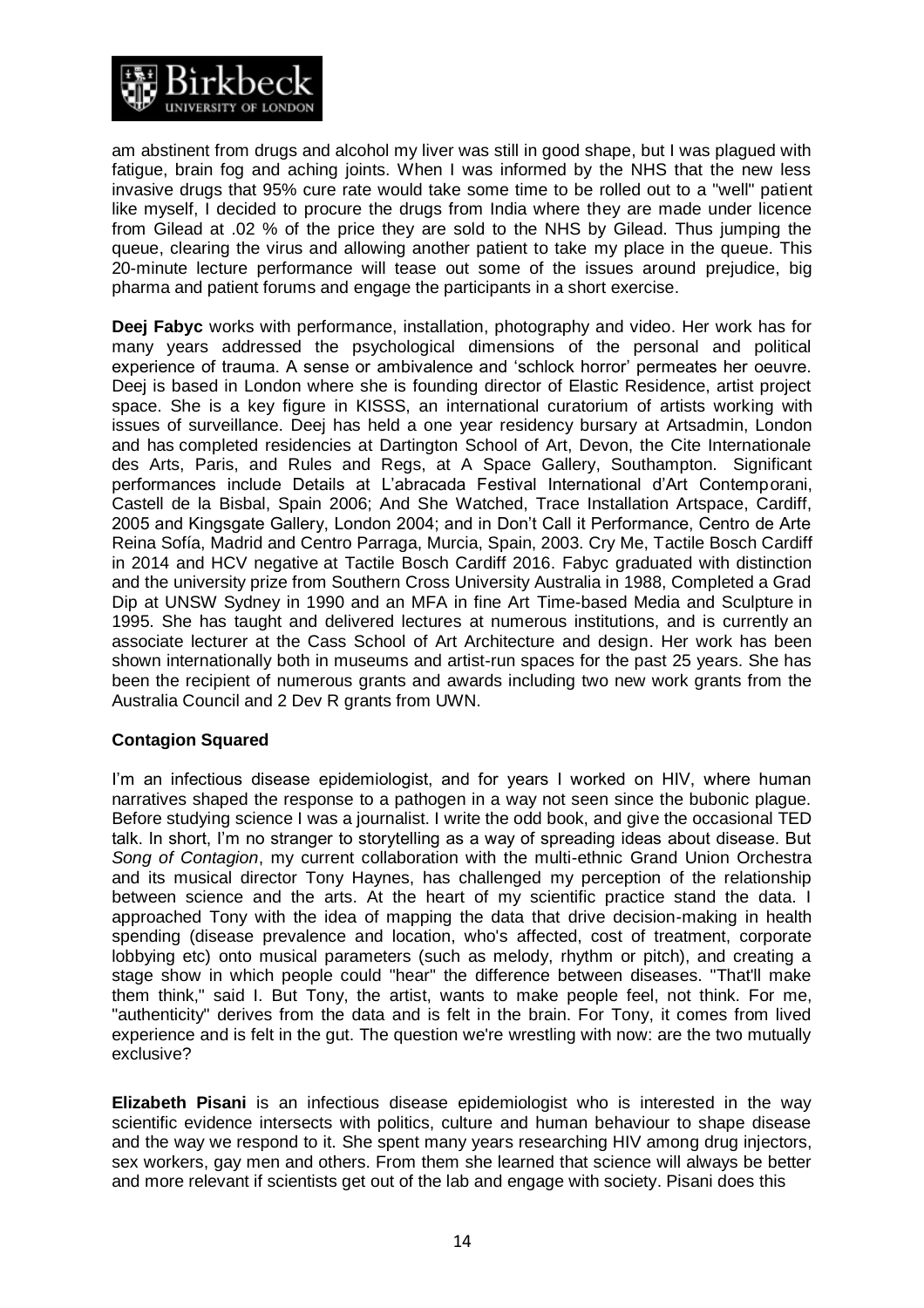am abstinent from drugs and alcohol my liver was still in good shape, but I was plagued with fatigue, brain fog and aching joints. When I was informed by the NHS that the new less invasive drugs that 95% cure rate would take some time to be rolled out to a "well" patient like myself, I decided to procure the drugs from India where they are made under licence from Gilead at .02 % of the price they are sold to the NHS by Gilead. Thus jumping the queue, clearing the virus and allowing another patient to take my place in the queue. This 20-minute lecture performance will tease out some of the issues around prejudice, big pharma and patient forums and engage the participants in a short exercise.

**Deej Fabyc** works with performance, installation, photography and video. Her work has for many years addressed the psychological dimensions of the personal and political experience of trauma. A sense or ambivalence and 'schlock horror' permeates her oeuvre. Deej is based in London where she is founding director of Elastic Residence, artist project space. She is a key figure in KISSS, an international curatorium of artists working with issues of surveillance. Deej has held a one year residency bursary at Artsadmin, London and has completed residencies at Dartington School of Art, Devon, the Cite Internationale des Arts, Paris, and Rules and Regs, at A Space Gallery, Southampton. Significant performances include Details at L'abracada Festival International d'Art Contemporani, Castell de la Bisbal, Spain 2006; And She Watched, Trace Installation Artspace, Cardiff, 2005 and Kingsgate Gallery, London 2004; and in Don't Call it Performance, Centro de Arte Reina Sofía, Madrid and Centro Parraga, Murcia, Spain, 2003. Cry Me, Tactile Bosch Cardiff in 2014 and HCV negative at Tactile Bosch Cardiff 2016. Fabyc graduated with distinction and the university prize from Southern Cross University Australia in 1988, Completed a Grad Dip at UNSW Sydney in 1990 and an MFA in fine Art Time-based Media and Sculpture in 1995. She has taught and delivered lectures at numerous institutions, and is currently an associate lecturer at the Cass School of Art Architecture and design. Her work has been shown internationally both in museums and artist-run spaces for the past 25 years. She has been the recipient of numerous grants and awards including two new work grants from the Australia Council and 2 Dev R grants from UWN.

**Contagion Squared**

I'm an infectious disease epidemiologist, and for years I worked on HIV, where human narratives shaped the response to a pathogen in a way not seen since the bubonic plague. Before studying science I was a journalist. I write the odd book, and give the occasional TED talk. In short, I'm no stranger to storytelling as a way of spreading ideas about disease. But *Song of Contagion*, my current collaboration with the multi-ethnic Grand Union Orchestra and its musical director Tony Haynes, has challenged my perception of the relationship between science and the arts. At the heart of my scientific practice stand the data. I approached Tony with the idea of mapping the data that drive decision-making in health spending (disease prevalence and location, who's affected, cost of treatment, corporate lobbying etc) onto musical parameters (such as melody, rhythm or pitch), and creating a stage show in which people could "hear" the difference between diseases. "That'll make them think," said I. But Tony, the artist, wants to make people feel, not think. For me, "authenticity" derives from the data and is felt in the brain. For Tony, it comes from lived experience and is felt in the gut. The question we're wrestling with now: are the two mutually exclusive?

**Elizabeth Pisani** is an infectious disease epidemiologist who is interested in the way scientific evidence intersects with politics, culture and human behaviour to shape disease and the way we respond to it. She spent many years researching HIV among drug injectors, sex workers, gay men and others. From them she learned that science will always be better and more relevant if scientists get out of the lab and engage with society. Pisani does this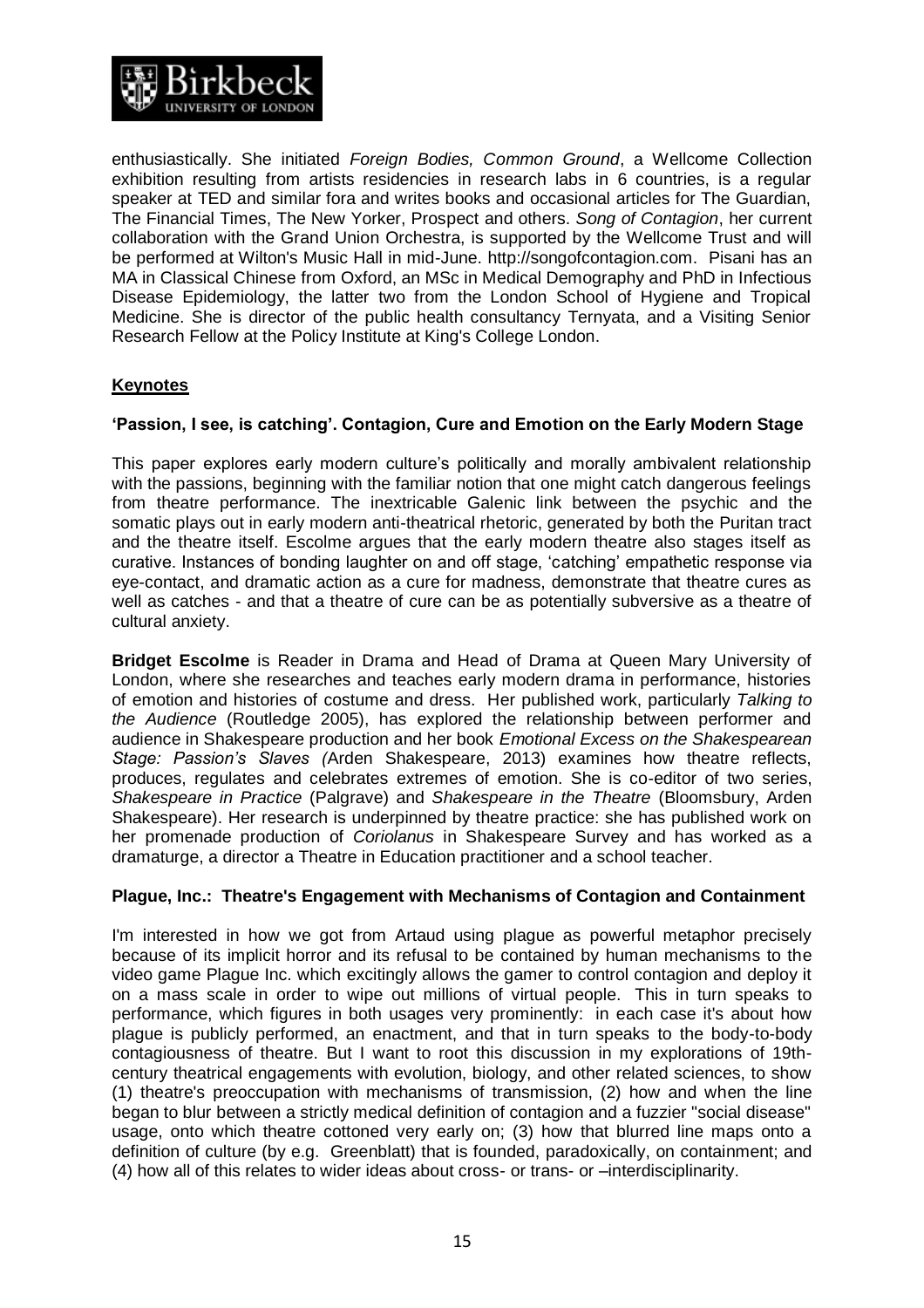enthusiastically. She initiated *Foreign Bodies, Common Ground*, a Wellcome Collection exhibition resulting from artists residencies in research labs in 6 countries, is a regular speaker at TED and similar fora and writes books and occasional articles for The Guardian, The Financial Times, The New Yorker, Prospect and others. *Song of Contagion*, her current collaboration with the Grand Union Orchestra, is supported by the Wellcome Trust and will be performed at Wilton's Music Hall in mid-June. http://songofcontagion.com. Pisani has an MA in Classical Chinese from Oxford, an MSc in Medical Demography and PhD in Infectious Disease Epidemiology, the latter two from the London School of Hygiene and Tropical Medicine. She is director of the public health consultancy Ternyata, and a Visiting Senior Research Fellow at the Policy Institute at King's College London.

## Keynotes

### 'Passion, I see, is catching'. Contagion, Cure and Emotion on the Early Modern Stage

This paper explores early modern culture's politically and morally ambivalent relationship with the passions, beginning with the familiar notion that one might catch dangerous feelings from theatre performance. The inextricable Galenic link between the psychic and the somatic plays out in early modern anti-theatrical rhetoric, generated by both the Puritan tract and the theatre itself. Escolme argues that the early modern theatre also stages itself as curative. Instances of bonding laughter on and off stage, 'catching' empathetic response via eye-contact, and dramatic action as a cure for madness, demonstrate that theatre cures as well as catches - and that a theatre of cure can be as potentially subversive as a theatre of cultural anxiety.

**Bridget Escolme** is Reader in Drama and Head of Drama at Queen Mary University of London, where she researches and teaches early modern drama in performance, histories of emotion and histories of costume and dress. Her published work, particularly *Talking to the Audience* (Routledge 2005), has explored the relationship between performer and audience in Shakespeare production and her book *Emotional Excess on the Shakespearean Stage: Passion's Slaves (*Arden Shakespeare, 2013) examines how theatre reflects, produces, regulates and celebrates extremes of emotion. She is co-editor of two series, *Shakespeare in Practice* (Palgrave) and *Shakespeare in the Theatre* (Bloomsbury, Arden Shakespeare). Her research is underpinned by theatre practice: she has published work on her promenade production of *Coriolanus* in Shakespeare Survey and has worked as a dramaturge, a director a Theatre in Education practitioner and a school teacher.

### Plague, Inc.: Theatre's Engagement with Mechanisms of Contagion and Containment

I'm interested in how we got from Artaud using plague as powerful metaphor precisely because of its implicit horror and its refusal to be contained by human mechanisms to the video game Plague Inc. which excitingly allows the gamer to control contagion and deploy it on a mass scale in order to wipe out millions of virtual people. This in turn speaks to performance, which figures in both usages very prominently: in each case it's about how plague is publicly performed, an enactment, and that in turn speaks to the body-to-body contagiousness of theatre. But I want to root this discussion in my explorations of 19th-century theatrical engagements with evolution, biology, and other related sciences, to show (1) theatre's preoccupation with mechanisms of transmission, (2) how and when the line began to blur between a strictly medical definition of contagion and a fuzzier "social disease" usage, onto which theatre cottoned very early on; (3) how that blurred line maps onto a definition of culture (by e.g. Greenblatt) that is founded, paradoxically, on containment; and (4) how all of this relates to wider ideas about cross- or trans- or –interdisciplinarity.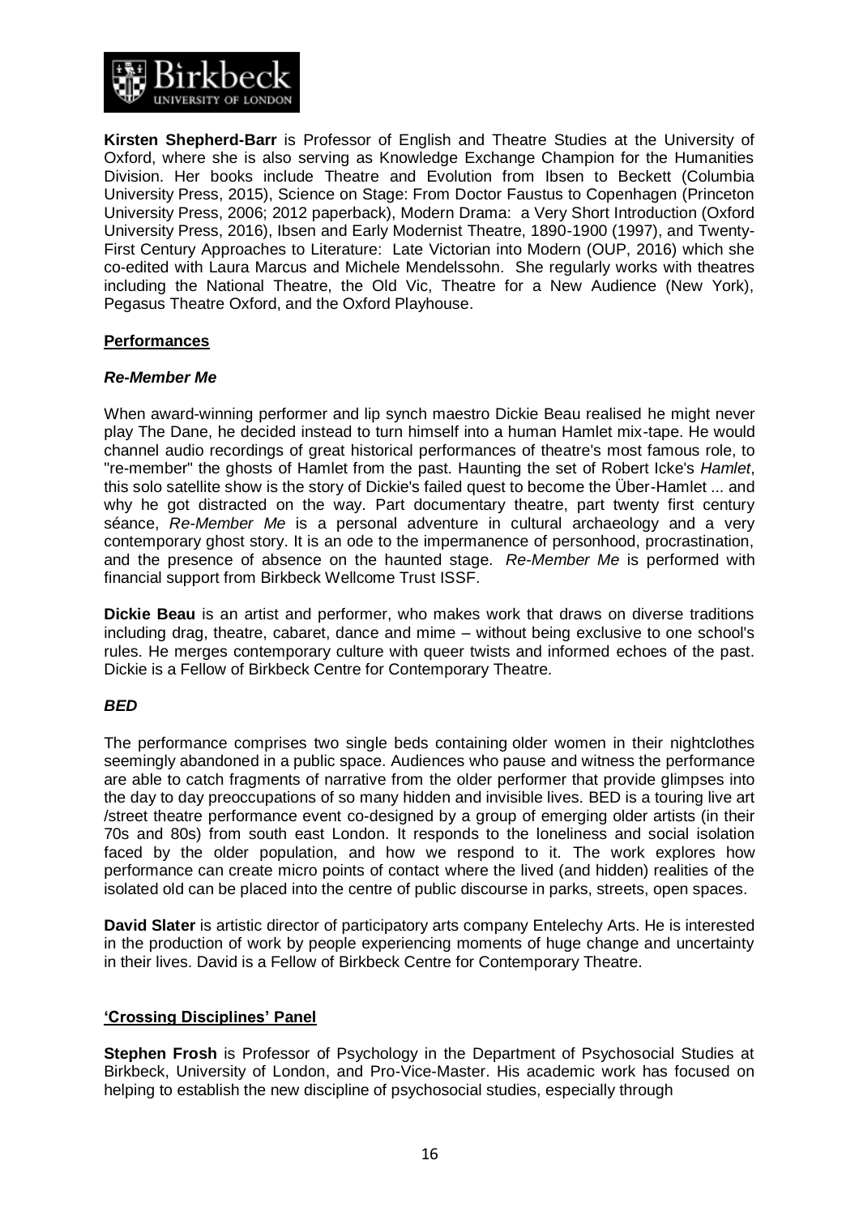**Kirsten Shepherd-Barr** is Professor of English and Theatre Studies at the University of Oxford, where she is also serving as Knowledge Exchange Champion for the Humanities Division. Her books include Theatre and Evolution from Ibsen to Beckett (Columbia University Press, 2015), Science on Stage: From Doctor Faustus to Copenhagen (Princeton University Press, 2006; 2012 paperback), Modern Drama: a Very Short Introduction (Oxford University Press, 2016), Ibsen and Early Modernist Theatre, 1890-1900 (1997), and Twenty-First Century Approaches to Literature: Late Victorian into Modern (OUP, 2016) which she co-edited with Laura Marcus and Michele Mendelssohn. She regularly works with theatres including the National Theatre, the Old Vic, Theatre for a New Audience (New York), Pegasus Theatre Oxford, and the Oxford Playhouse.

## Performances

### *Re-Member Me*

When award-winning performer and lip synch maestro Dickie Beau realised he might never play The Dane, he decided instead to turn himself into a human Hamlet mix-tape. He would channel audio recordings of great historical performances of theatre's most famous role, to "re-member" the ghosts of Hamlet from the past. Haunting the set of Robert Icke's *Hamlet*, this solo satellite show is the story of Dickie's failed quest to become the Über-Hamlet ... and why he got distracted on the way. Part documentary theatre, part twenty first century séance, *Re-Member Me* is a personal adventure in cultural archaeology and a very contemporary ghost story. It is an ode to the impermanence of personhood, procrastination, and the presence of absence on the haunted stage. *Re-Member Me* is performed with financial support from Birkbeck Wellcome Trust ISSF.

**Dickie Beau** is an artist and performer, who makes work that draws on diverse traditions including drag, theatre, cabaret, dance and mime – without being exclusive to one school's rules. He merges contemporary culture with queer twists and informed echoes of the past. Dickie is a Fellow of Birkbeck Centre for Contemporary Theatre.

### *BED*

The performance comprises two single beds containing older women in their nightclothes seemingly abandoned in a public space. Audiences who pause and witness the performance are able to catch fragments of narrative from the older performer that provide glimpses into the day to day preoccupations of so many hidden and invisible lives. BED is a touring live art /street theatre performance event co-designed by a group of emerging older artists (in their 70s and 80s) from south east London. It responds to the loneliness and social isolation faced by the older population, and how we respond to it. The work explores how performance can create micro points of contact where the lived (and hidden) realities of the isolated old can be placed into the centre of public discourse in parks, streets, open spaces.

**David Slater** is artistic director of participatory arts company Entelechy Arts. He is interested in the production of work by people experiencing moments of huge change and uncertainty in their lives. David is a Fellow of Birkbeck Centre for Contemporary Theatre.

## 'Crossing Disciplines' Panel

**Stephen Frosh** is Professor of Psychology in the Department of Psychosocial Studies at Birkbeck, University of London, and Pro-Vice-Master. His academic work has focused on helping to establish the new discipline of psychosocial studies, especially through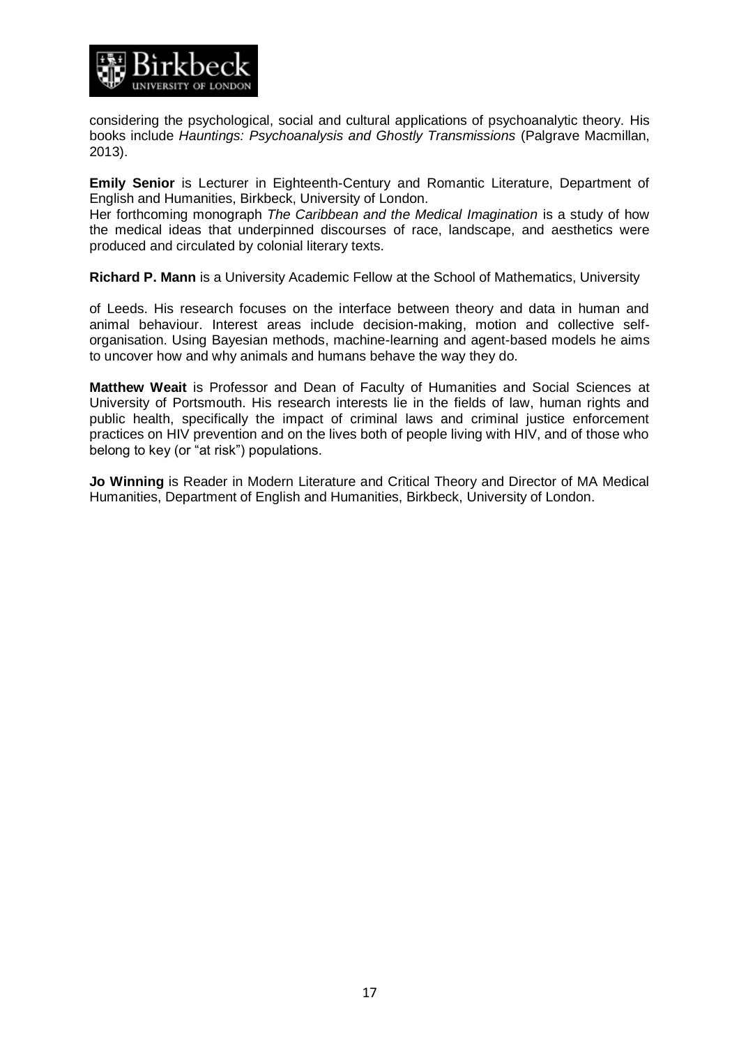considering the psychological, social and cultural applications of psychoanalytic theory. His books include *Hauntings: Psychoanalysis and Ghostly Transmissions* (Palgrave Macmillan, 2013).

**Emily Senior** is Lecturer in Eighteenth-Century and Romantic Literature, Department of English and Humanities, Birkbeck, University of London.
Her forthcoming monograph *The Caribbean and the Medical Imagination* is a study of how the medical ideas that underpinned discourses of race, landscape, and aesthetics were produced and circulated by colonial literary texts.

**Richard P. Mann** is a University Academic Fellow at the School of Mathematics, University of Leeds. His research focuses on the interface between theory and data in human and animal behaviour. Interest areas include decision-making, motion and collective self-organisation. Using Bayesian methods, machine-learning and agent-based models he aims to uncover how and why animals and humans behave the way they do.

**Matthew Weait** is Professor and Dean of Faculty of Humanities and Social Sciences at University of Portsmouth. His research interests lie in the fields of law, human rights and public health, specifically the impact of criminal laws and criminal justice enforcement practices on HIV prevention and on the lives both of people living with HIV, and of those who belong to key (or "at risk") populations.

**Jo Winning** is Reader in Modern Literature and Critical Theory and Director of MA Medical Humanities, Department of English and Humanities, Birkbeck, University of London.